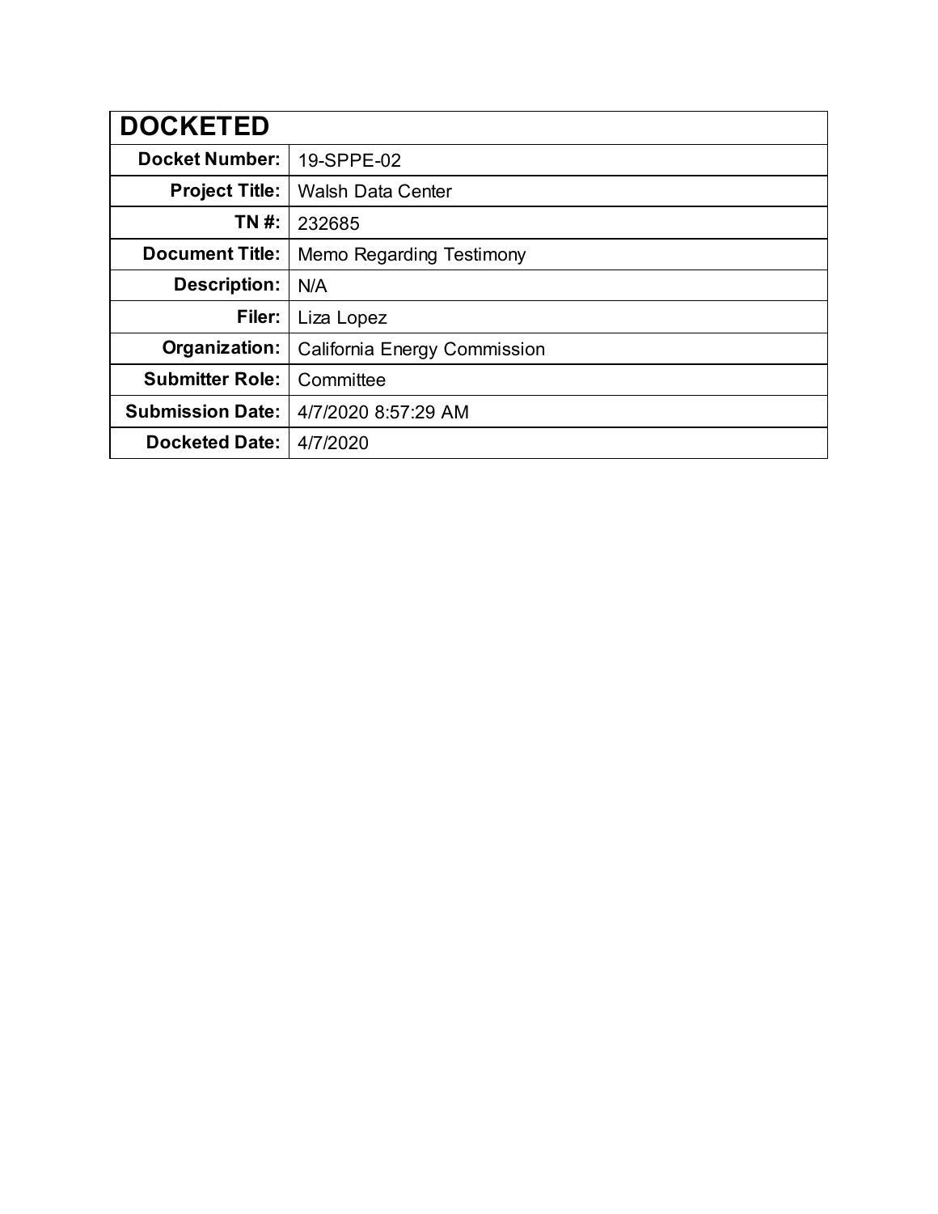| DOCKETED | |
|---|---|
| **Docket Number:** | 19-SPPE-02 |
| **Project Title:** | Walsh Data Center |
| **TN #:** | 232685 |
| **Document Title:** | Memo Regarding Testimony |
| **Description:** | N/A |
| **Filer:** | Liza Lopez |
| **Organization:** | California Energy Commission |
| **Submitter Role:** | Committee |
| **Submission Date:** | 4/7/2020 8:57:29 AM |
| **Docketed Date:** | 4/7/2020 |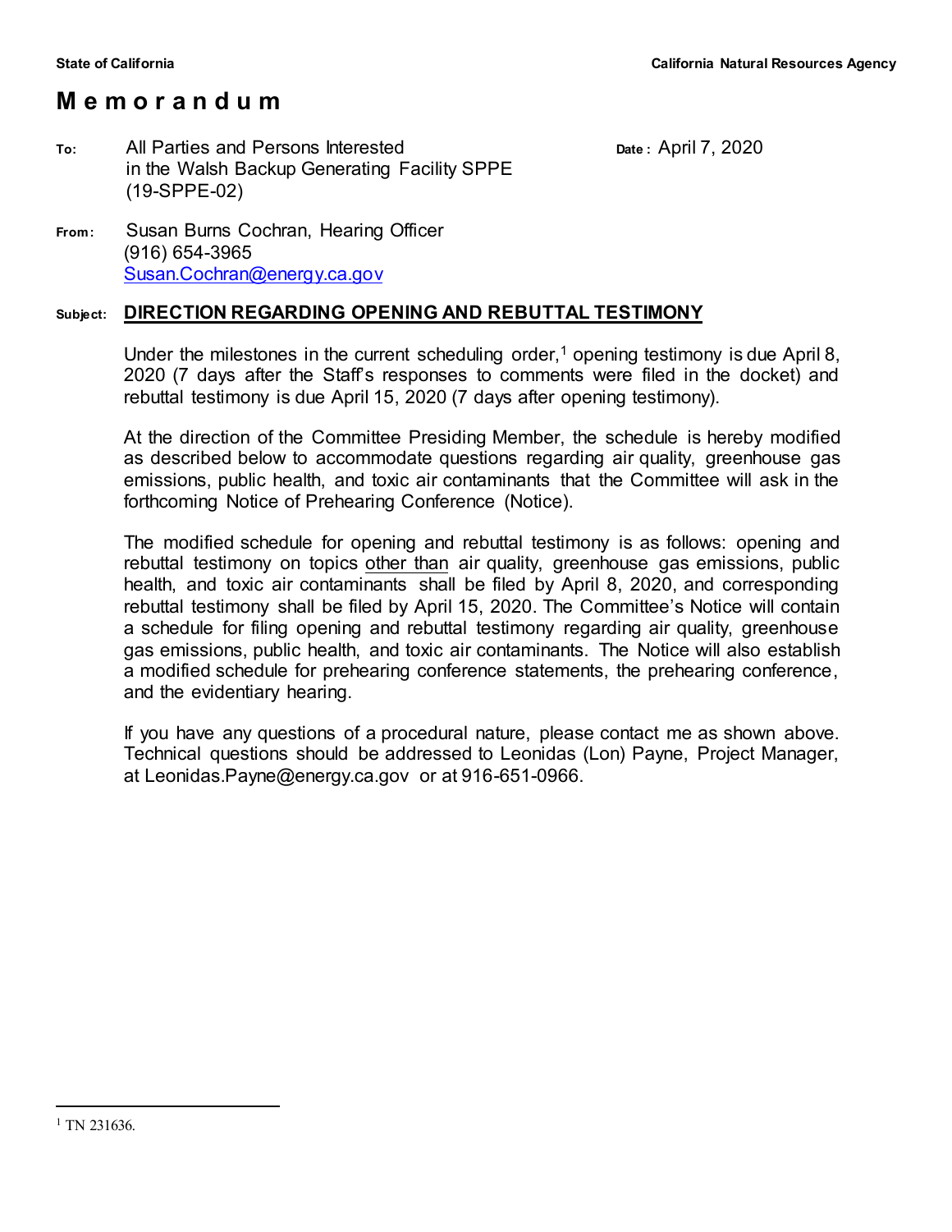State of California

California Natural Resources Agency

# Memorandum

**To:** All Parties and Persons Interested in the Walsh Backup Generating Facility SPPE (19-SPPE-02)

**Date:** April 7, 2020

**From:** Susan Burns Cochran, Hearing Officer
(916) 654-3965
Susan.Cochran@energy.ca.gov

**Subject:** **DIRECTION REGARDING OPENING AND REBUTTAL TESTIMONY**

Under the milestones in the current scheduling order,[1] opening testimony is due April 8, 2020 (7 days after the Staff's responses to comments were filed in the docket) and rebuttal testimony is due April 15, 2020 (7 days after opening testimony).

At the direction of the Committee Presiding Member, the schedule is hereby modified as described below to accommodate questions regarding air quality, greenhouse gas emissions, public health, and toxic air contaminants that the Committee will ask in the forthcoming Notice of Prehearing Conference (Notice).

The modified schedule for opening and rebuttal testimony is as follows: opening and rebuttal testimony on topics other than air quality, greenhouse gas emissions, public health, and toxic air contaminants shall be filed by April 8, 2020, and corresponding rebuttal testimony shall be filed by April 15, 2020. The Committee's Notice will contain a schedule for filing opening and rebuttal testimony regarding air quality, greenhouse gas emissions, public health, and toxic air contaminants. The Notice will also establish a modified schedule for prehearing conference statements, the prehearing conference, and the evidentiary hearing.

If you have any questions of a procedural nature, please contact me as shown above. Technical questions should be addressed to Leonidas (Lon) Payne, Project Manager, at Leonidas.Payne@energy.ca.gov or at 916-651-0966.

---

[1] TN 231636.